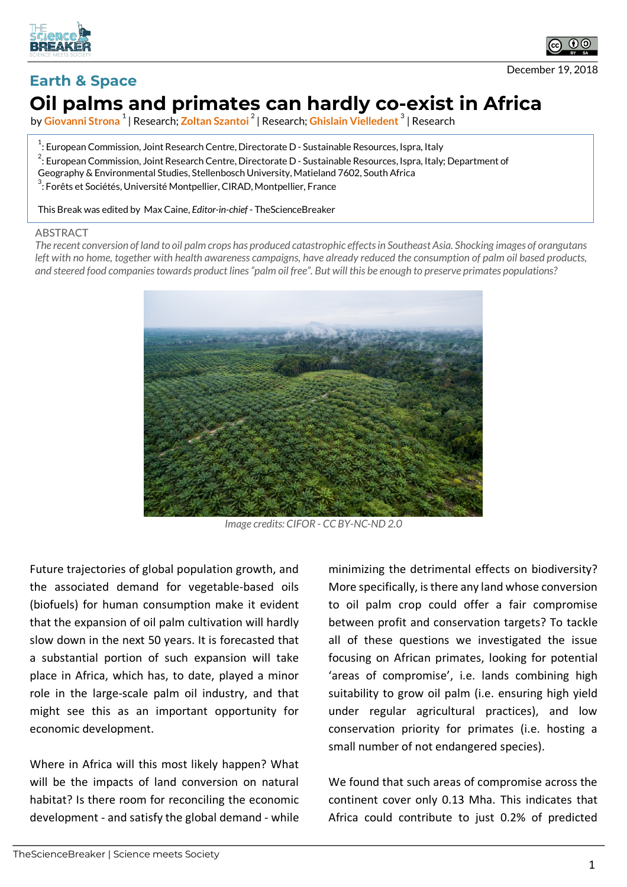Earth & Space

# Oil palms and primates can hardly co-exist in Africa

by Giovanni Strona [1] | Research; Zoltan Szantoi [2] | Research; Ghislain Vieilledent [3] | Research

[1]: European Commission, Joint Research Centre, Directorate D - Sustainable Resources, Ispra, Italy
[2]: European Commission, Joint Research Centre, Directorate D - Sustainable Resources, Ispra, Italy; Department of Geography & Environmental Studies, Stellenbosch University, Matieland 7602, South Africa
[3]: Forêts et Sociétés, Université Montpellier, CIRAD, Montpellier, France

This Break was edited by Max Caine, *Editor-in-chief* - TheScienceBreaker

December 19, 2018

## ABSTRACT

*The recent conversion of land to oil palm crops has produced catastrophic effects in Southeast Asia. Shocking images of orangutans left with no home, together with health awareness campaigns, have already reduced the consumption of palm oil based products, and steered food companies towards product lines "palm oil free". But will this be enough to preserve primates populations?*

*Image credits: CIFOR - CC BY-NC-ND 2.0*

Future trajectories of global population growth, and the associated demand for vegetable-based oils (biofuels) for human consumption make it evident that the expansion of oil palm cultivation will hardly slow down in the next 50 years. It is forecasted that a substantial portion of such expansion will take place in Africa, which has, to date, played a minor role in the large-scale palm oil industry, and that might see this as an important opportunity for economic development.

Where in Africa will this most likely happen? What will be the impacts of land conversion on natural habitat? Is there room for reconciling the economic development - and satisfy the global demand - while minimizing the detrimental effects on biodiversity? More specifically, is there any land whose conversion to oil palm crop could offer a fair compromise between profit and conservation targets? To tackle all of these questions we investigated the issue focusing on African primates, looking for potential 'areas of compromise', i.e. lands combining high suitability to grow oil palm (i.e. ensuring high yield under regular agricultural practices), and low conservation priority for primates (i.e. hosting a small number of not endangered species).

We found that such areas of compromise across the continent cover only 0.13 Mha. This indicates that Africa could contribute to just 0.2% of predicted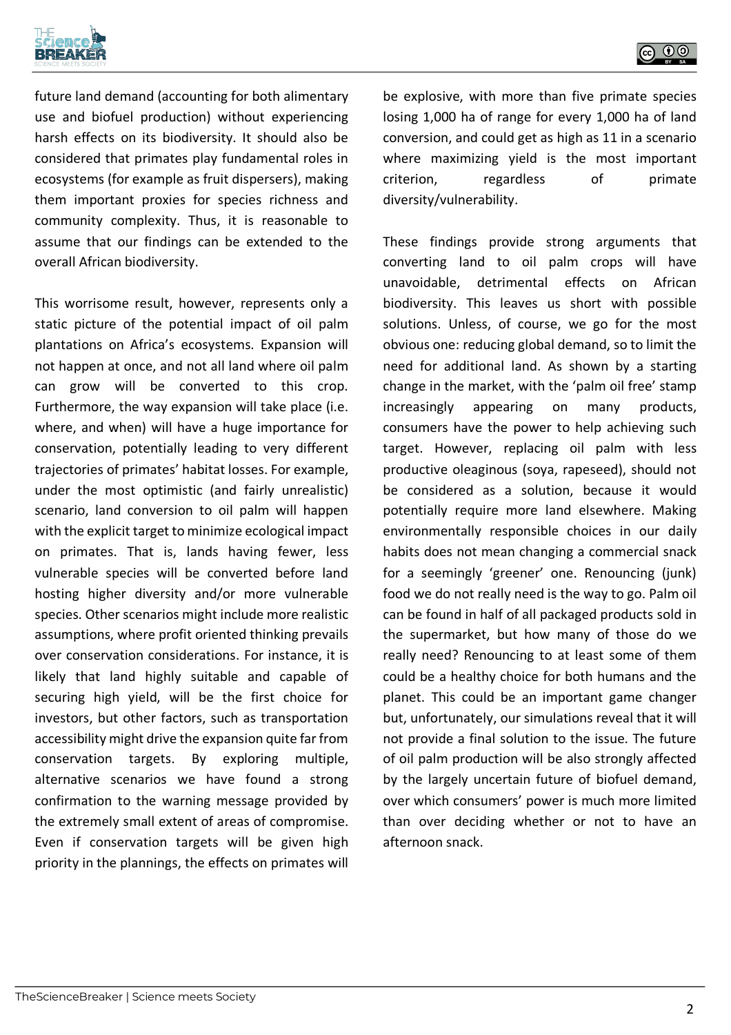future land demand (accounting for both alimentary use and biofuel production) without experiencing harsh effects on its biodiversity. It should also be considered that primates play fundamental roles in ecosystems (for example as fruit dispersers), making them important proxies for species richness and community complexity. Thus, it is reasonable to assume that our findings can be extended to the overall African biodiversity.

This worrisome result, however, represents only a static picture of the potential impact of oil palm plantations on Africa's ecosystems. Expansion will not happen at once, and not all land where oil palm can grow will be converted to this crop. Furthermore, the way expansion will take place (i.e. where, and when) will have a huge importance for conservation, potentially leading to very different trajectories of primates' habitat losses. For example, under the most optimistic (and fairly unrealistic) scenario, land conversion to oil palm will happen with the explicit target to minimize ecological impact on primates. That is, lands having fewer, less vulnerable species will be converted before land hosting higher diversity and/or more vulnerable species. Other scenarios might include more realistic assumptions, where profit oriented thinking prevails over conservation considerations. For instance, it is likely that land highly suitable and capable of securing high yield, will be the first choice for investors, but other factors, such as transportation accessibility might drive the expansion quite far from conservation targets. By exploring multiple, alternative scenarios we have found a strong confirmation to the warning message provided by the extremely small extent of areas of compromise. Even if conservation targets will be given high priority in the plannings, the effects on primates will be explosive, with more than five primate species losing 1,000 ha of range for every 1,000 ha of land conversion, and could get as high as 11 in a scenario where maximizing yield is the most important criterion, regardless of primate diversity/vulnerability.

These findings provide strong arguments that converting land to oil palm crops will have unavoidable, detrimental effects on African biodiversity. This leaves us short with possible solutions. Unless, of course, we go for the most obvious one: reducing global demand, so to limit the need for additional land. As shown by a starting change in the market, with the 'palm oil free' stamp increasingly appearing on many products, consumers have the power to help achieving such target. However, replacing oil palm with less productive oleaginous (soya, rapeseed), should not be considered as a solution, because it would potentially require more land elsewhere. Making environmentally responsible choices in our daily habits does not mean changing a commercial snack for a seemingly 'greener' one. Renouncing (junk) food we do not really need is the way to go. Palm oil can be found in half of all packaged products sold in the supermarket, but how many of those do we really need? Renouncing to at least some of them could be a healthy choice for both humans and the planet. This could be an important game changer but, unfortunately, our simulations reveal that it will not provide a final solution to the issue. The future of oil palm production will be also strongly affected by the largely uncertain future of biofuel demand, over which consumers' power is much more limited than over deciding whether or not to have an afternoon snack.